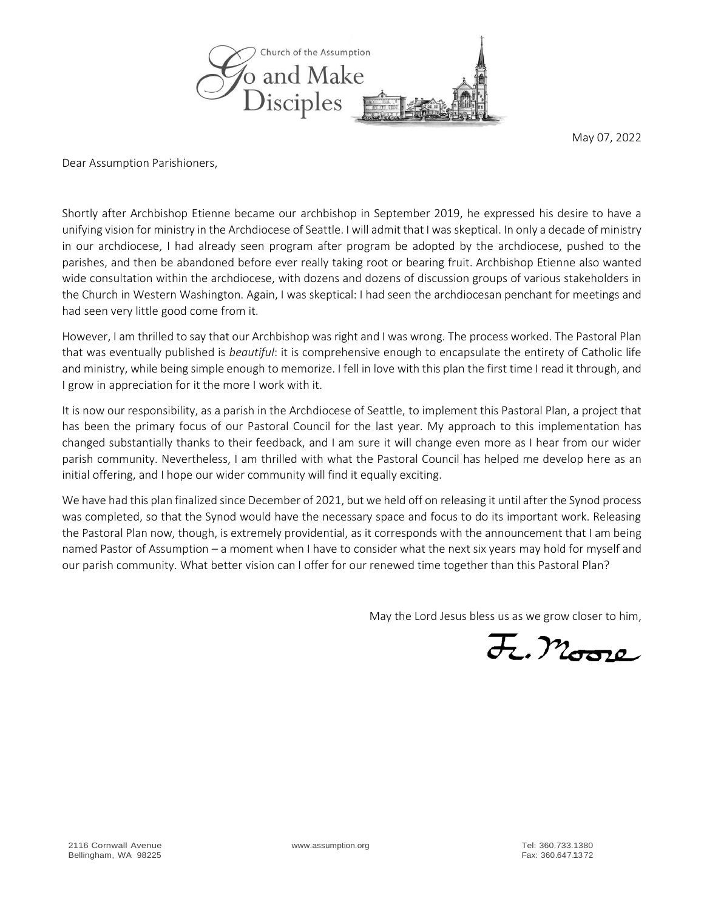Church of the Assumption

Go and Make Disciples

May 07, 2022

Dear Assumption Parishioners,

Shortly after Archbishop Etienne became our archbishop in September 2019, he expressed his desire to have a unifying vision for ministry in the Archdiocese of Seattle. I will admit that I was skeptical. In only a decade of ministry in our archdiocese, I had already seen program after program be adopted by the archdiocese, pushed to the parishes, and then be abandoned before ever really taking root or bearing fruit. Archbishop Etienne also wanted wide consultation within the archdiocese, with dozens and dozens of discussion groups of various stakeholders in the Church in Western Washington. Again, I was skeptical: I had seen the archdiocesan penchant for meetings and had seen very little good come from it.

However, I am thrilled to say that our Archbishop was right and I was wrong. The process worked. The Pastoral Plan that was eventually published is *beautiful*: it is comprehensive enough to encapsulate the entirety of Catholic life and ministry, while being simple enough to memorize. I fell in love with this plan the first time I read it through, and I grow in appreciation for it the more I work with it.

It is now our responsibility, as a parish in the Archdiocese of Seattle, to implement this Pastoral Plan, a project that has been the primary focus of our Pastoral Council for the last year. My approach to this implementation has changed substantially thanks to their feedback, and I am sure it will change even more as I hear from our wider parish community. Nevertheless, I am thrilled with what the Pastoral Council has helped me develop here as an initial offering, and I hope our wider community will find it equally exciting.

We have had this plan finalized since December of 2021, but we held off on releasing it until after the Synod process was completed, so that the Synod would have the necessary space and focus to do its important work. Releasing the Pastoral Plan now, though, is extremely providential, as it corresponds with the announcement that I am being named Pastor of Assumption – a moment when I have to consider what the next six years may hold for myself and our parish community. What better vision can I offer for our renewed time together than this Pastoral Plan?

May the Lord Jesus bless us as we grow closer to him,

Fr. Moore

2116 Cornwall Avenue
Bellingham, WA 98225

www.assumption.org

Tel: 360.733.1380
Fax: 360.647.1372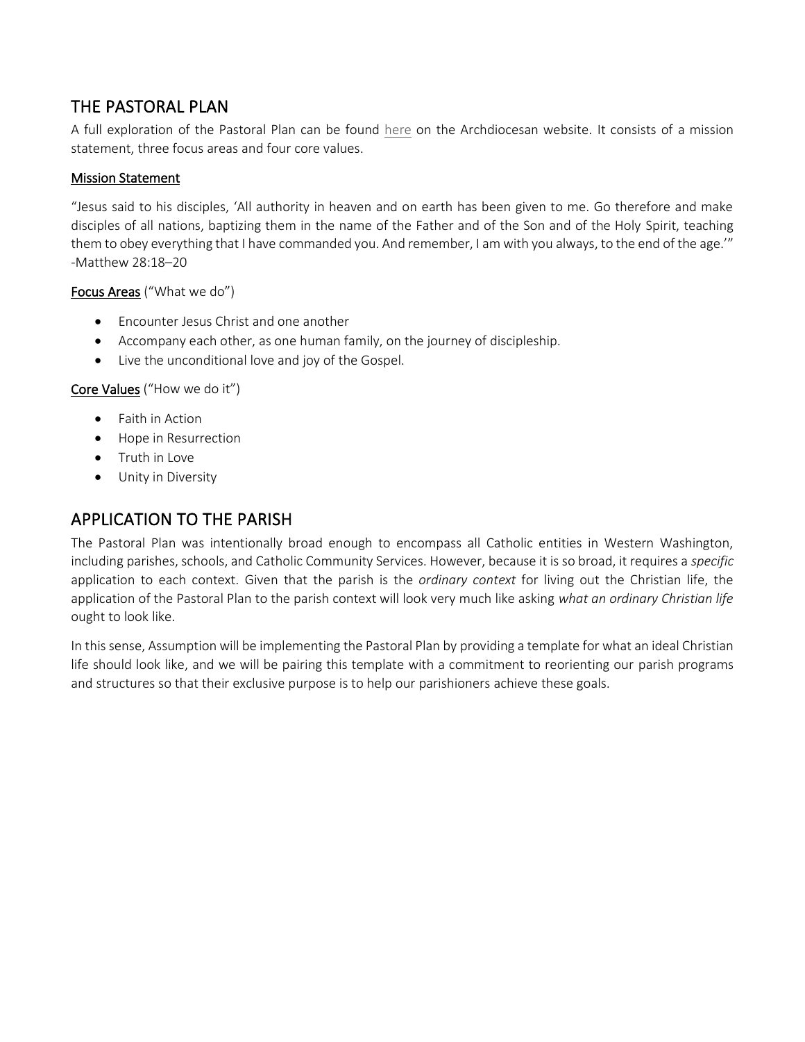## THE PASTORAL PLAN

A full exploration of the Pastoral Plan can be found here on the Archdiocesan website. It consists of a mission statement, three focus areas and four core values.

### Mission Statement

"Jesus said to his disciples, 'All authority in heaven and on earth has been given to me. Go therefore and make disciples of all nations, baptizing them in the name of the Father and of the Son and of the Holy Spirit, teaching them to obey everything that I have commanded you. And remember, I am with you always, to the end of the age.'" -Matthew 28:18–20

**Focus Areas** ("What we do")

- Encounter Jesus Christ and one another
- Accompany each other, as one human family, on the journey of discipleship.
- Live the unconditional love and joy of the Gospel.

**Core Values** ("How we do it")

- Faith in Action
- Hope in Resurrection
- Truth in Love
- Unity in Diversity

## APPLICATION TO THE PARISH

The Pastoral Plan was intentionally broad enough to encompass all Catholic entities in Western Washington, including parishes, schools, and Catholic Community Services. However, because it is so broad, it requires a *specific* application to each context. Given that the parish is the *ordinary context* for living out the Christian life, the application of the Pastoral Plan to the parish context will look very much like asking *what an ordinary Christian life* ought to look like.

In this sense, Assumption will be implementing the Pastoral Plan by providing a template for what an ideal Christian life should look like, and we will be pairing this template with a commitment to reorienting our parish programs and structures so that their exclusive purpose is to help our parishioners achieve these goals.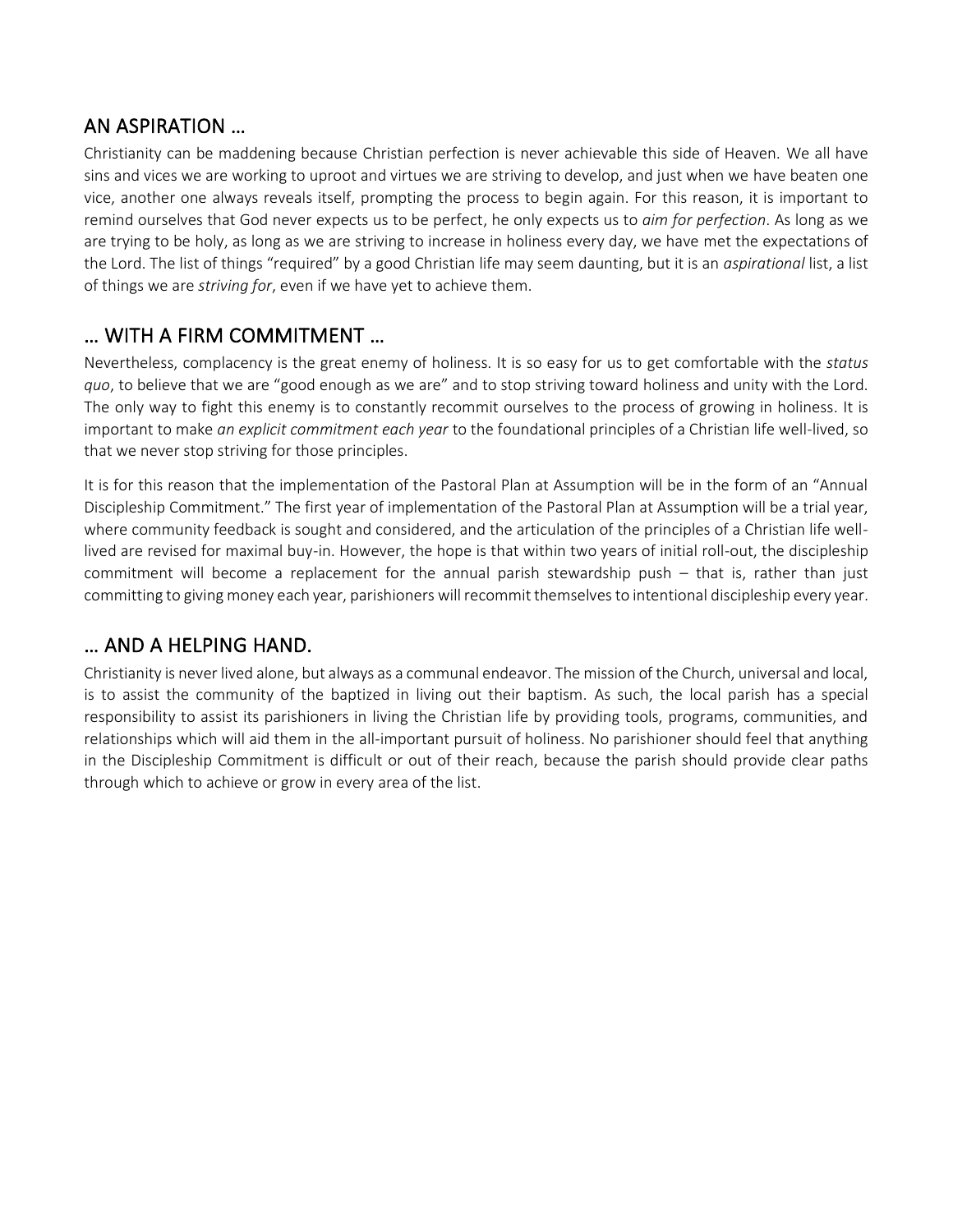## AN ASPIRATION …

Christianity can be maddening because Christian perfection is never achievable this side of Heaven. We all have sins and vices we are working to uproot and virtues we are striving to develop, and just when we have beaten one vice, another one always reveals itself, prompting the process to begin again. For this reason, it is important to remind ourselves that God never expects us to be perfect, he only expects us to *aim for perfection*. As long as we are trying to be holy, as long as we are striving to increase in holiness every day, we have met the expectations of the Lord. The list of things "required" by a good Christian life may seem daunting, but it is an *aspirational* list, a list of things we are *striving for*, even if we have yet to achieve them.

## … WITH A FIRM COMMITMENT …

Nevertheless, complacency is the great enemy of holiness. It is so easy for us to get comfortable with the *status quo*, to believe that we are "good enough as we are" and to stop striving toward holiness and unity with the Lord. The only way to fight this enemy is to constantly recommit ourselves to the process of growing in holiness. It is important to make *an explicit commitment each year* to the foundational principles of a Christian life well-lived, so that we never stop striving for those principles.

It is for this reason that the implementation of the Pastoral Plan at Assumption will be in the form of an "Annual Discipleship Commitment." The first year of implementation of the Pastoral Plan at Assumption will be a trial year, where community feedback is sought and considered, and the articulation of the principles of a Christian life well-lived are revised for maximal buy-in. However, the hope is that within two years of initial roll-out, the discipleship commitment will become a replacement for the annual parish stewardship push – that is, rather than just committing to giving money each year, parishioners will recommit themselves to intentional discipleship every year.

## … AND A HELPING HAND.

Christianity is never lived alone, but always as a communal endeavor. The mission of the Church, universal and local, is to assist the community of the baptized in living out their baptism. As such, the local parish has a special responsibility to assist its parishioners in living the Christian life by providing tools, programs, communities, and relationships which will aid them in the all-important pursuit of holiness. No parishioner should feel that anything in the Discipleship Commitment is difficult or out of their reach, because the parish should provide clear paths through which to achieve or grow in every area of the list.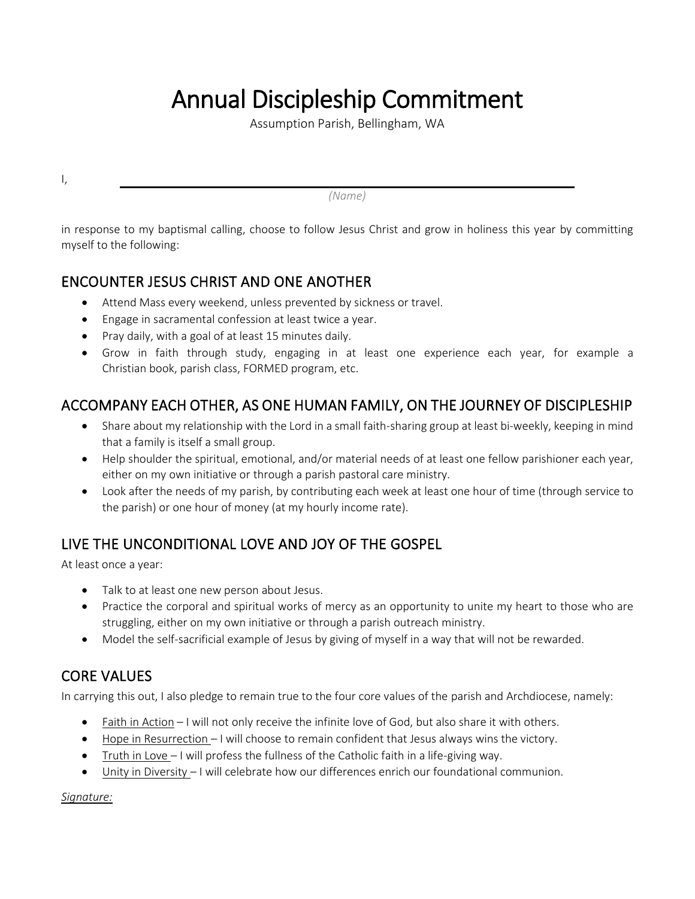# Annual Discipleship Commitment

Assumption Parish, Bellingham, WA

I, ______________________________________________________________

*(Name)*

in response to my baptismal calling, choose to follow Jesus Christ and grow in holiness this year by committing myself to the following:

## ENCOUNTER JESUS CHRIST AND ONE ANOTHER

- Attend Mass every weekend, unless prevented by sickness or travel.
- Engage in sacramental confession at least twice a year.
- Pray daily, with a goal of at least 15 minutes daily.
- Grow in faith through study, engaging in at least one experience each year, for example a Christian book, parish class, FORMED program, etc.

## ACCOMPANY EACH OTHER, AS ONE HUMAN FAMILY, ON THE JOURNEY OF DISCIPLESHIP

- Share about my relationship with the Lord in a small faith-sharing group at least bi-weekly, keeping in mind that a family is itself a small group.
- Help shoulder the spiritual, emotional, and/or material needs of at least one fellow parishioner each year, either on my own initiative or through a parish pastoral care ministry.
- Look after the needs of my parish, by contributing each week at least one hour of time (through service to the parish) or one hour of money (at my hourly income rate).

## LIVE THE UNCONDITIONAL LOVE AND JOY OF THE GOSPEL

At least once a year:

- Talk to at least one new person about Jesus.
- Practice the corporal and spiritual works of mercy as an opportunity to unite my heart to those who are struggling, either on my own initiative or through a parish outreach ministry.
- Model the self-sacrificial example of Jesus by giving of myself in a way that will not be rewarded.

## CORE VALUES

In carrying this out, I also pledge to remain true to the four core values of the parish and Archdiocese, namely:

- Faith in Action – I will not only receive the infinite love of God, but also share it with others.
- Hope in Resurrection – I will choose to remain confident that Jesus always wins the victory.
- Truth in Love – I will profess the fullness of the Catholic faith in a life-giving way.
- Unity in Diversity – I will celebrate how our differences enrich our foundational communion.

*Signature:*